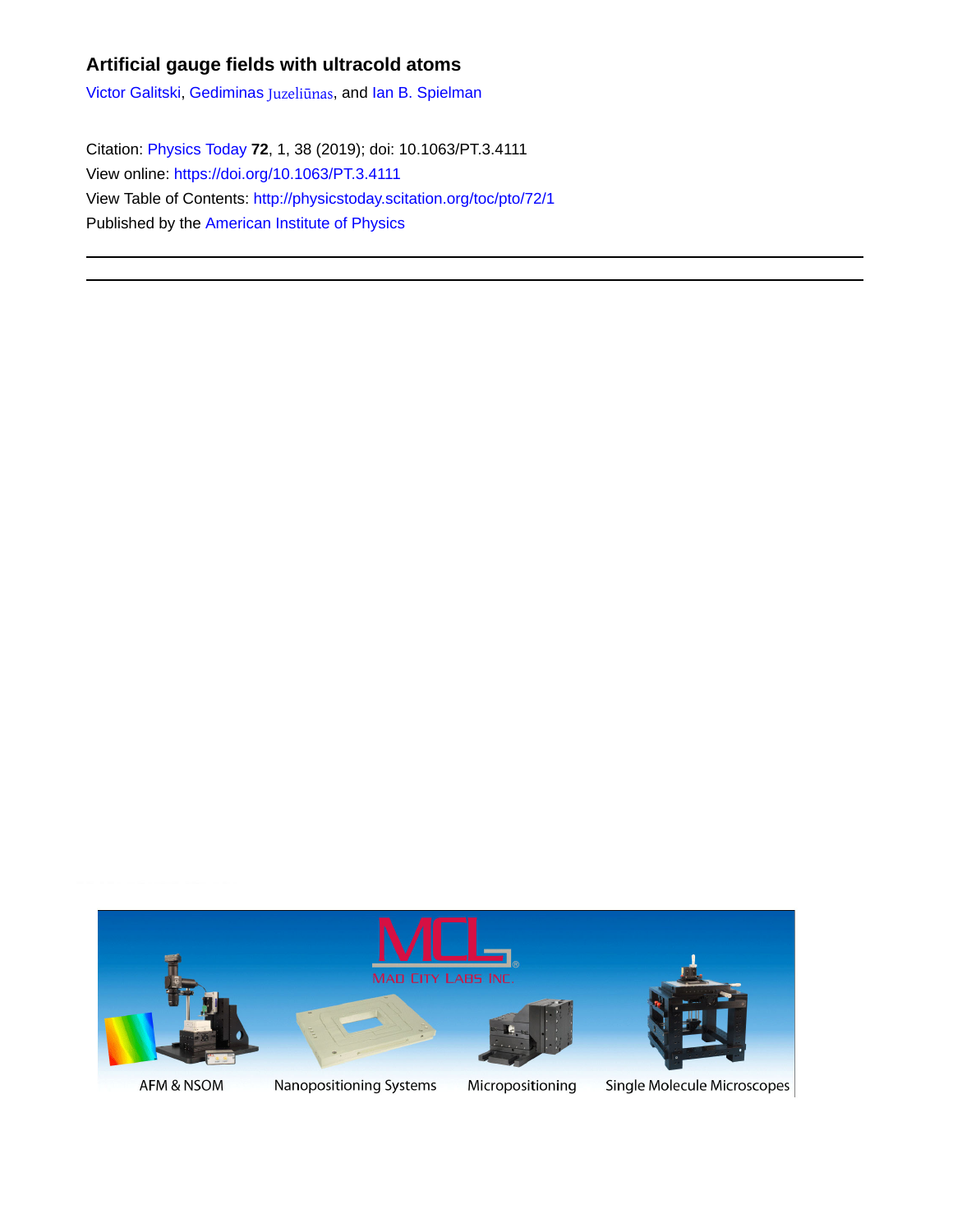# Artificial gauge fields with ultracold atoms

Victor Galitski, Gediminas Juzeliūnas, and Ian B. Spielman

Citation: Physics Today **72**, 1, 38 (2019); doi: 10.1063/PT.3.4111

View online: https://doi.org/10.1063/PT.3.4111

View Table of Contents: http://physicstoday.scitation.org/toc/pto/72/1

Published by the American Institute of Physics

---

MAD CITY LABS INC.

AFM & NSOM | Nanopositioning Systems | Micropositioning | Single Molecule Microscopes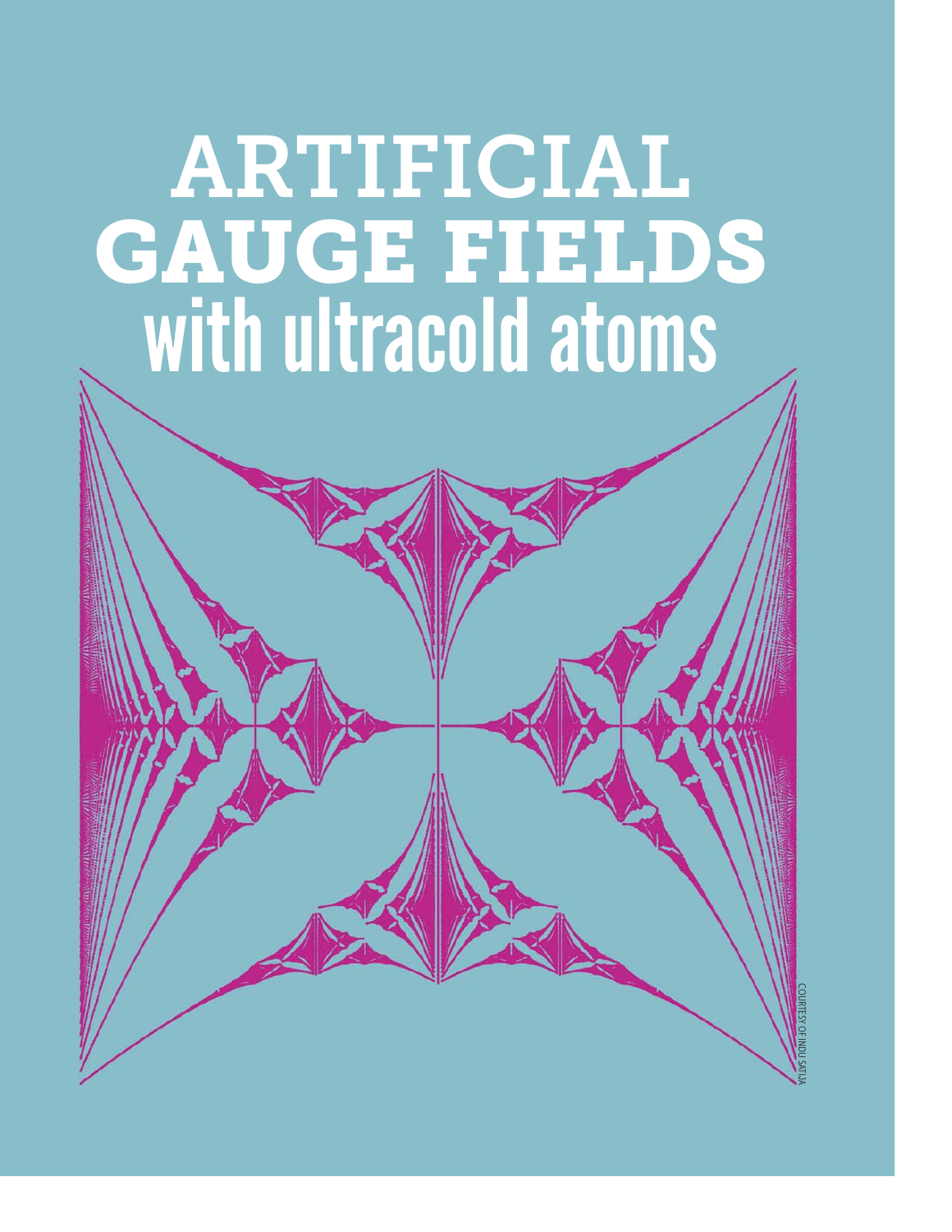# ARTIFICIAL GAUGE FIELDS with ultracold atoms

COURTESY OF INDU SATIJA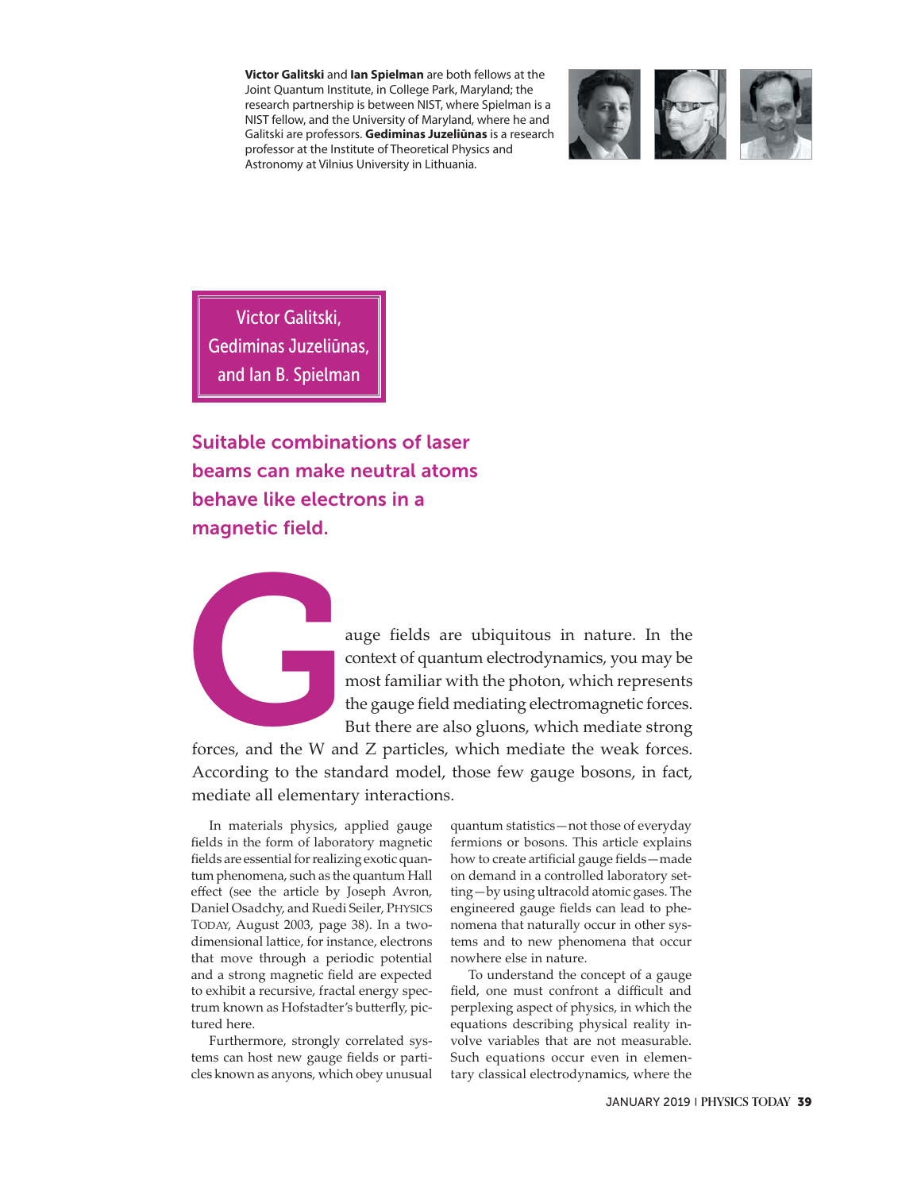**Victor Galitski** and **Ian Spielman** are both fellows at the Joint Quantum Institute, in College Park, Maryland; the research partnership is between NIST, where Spielman is a NIST fellow, and the University of Maryland, where he and Galitski are professors. **Gediminas Juzeliūnas** is a research professor at the Institute of Theoretical Physics and Astronomy at Vilnius University in Lithuania.

Victor Galitski, Gediminas Juzeliūnas, and Ian B. Spielman

## Suitable combinations of laser beams can make neutral atoms behave like electrons in a magnetic field.

Gauge fields are ubiquitous in nature. In the context of quantum electrodynamics, you may be most familiar with the photon, which represents the gauge field mediating electromagnetic forces. But there are also gluons, which mediate strong forces, and the W and Z particles, which mediate the weak forces. According to the standard model, those few gauge bosons, in fact, mediate all elementary interactions.

In materials physics, applied gauge fields in the form of laboratory magnetic fields are essential for realizing exotic quantum phenomena, such as the quantum Hall effect (see the article by Joseph Avron, Daniel Osadchy, and Ruedi Seiler, PHYSICS TODAY, August 2003, page 38). In a two-dimensional lattice, for instance, electrons that move through a periodic potential and a strong magnetic field are expected to exhibit a recursive, fractal energy spectrum known as Hofstadter's butterfly, pictured here.

Furthermore, strongly correlated systems can host new gauge fields or particles known as anyons, which obey unusual quantum statistics—not those of everyday fermions or bosons. This article explains how to create artificial gauge fields—made on demand in a controlled laboratory setting—by using ultracold atomic gases. The engineered gauge fields can lead to phenomena that naturally occur in other systems and to new phenomena that occur nowhere else in nature.

To understand the concept of a gauge field, one must confront a difficult and perplexing aspect of physics, in which the equations describing physical reality involve variables that are not measurable. Such equations occur even in elementary classical electrodynamics, where the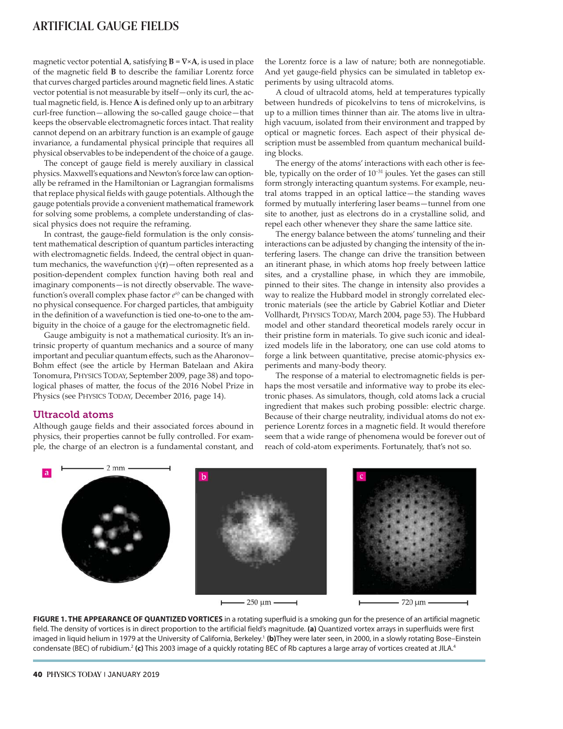magnetic vector potential **A**, satisfying $\mathbf{B} = \nabla \times \mathbf{A}$, is used in place of the magnetic field **B** to describe the familiar Lorentz force that curves charged particles around magnetic field lines. A static vector potential is not measurable by itself—only its curl, the actual magnetic field, is. Hence **A** is defined only up to an arbitrary curl-free function—allowing the so-called gauge choice—that keeps the observable electromagnetic forces intact. That reality cannot depend on an arbitrary function is an example of gauge invariance, a fundamental physical principle that requires all physical observables to be independent of the choice of a gauge.

The concept of gauge field is merely auxiliary in classical physics. Maxwell's equations and Newton's force law can optionally be reframed in the Hamiltonian or Lagrangian formalisms that replace physical fields with gauge potentials. Although the gauge potentials provide a convenient mathematical framework for solving some problems, a complete understanding of classical physics does not require the reframing.

In contrast, the gauge-field formulation is the only consistent mathematical description of quantum particles interacting with electromagnetic fields. Indeed, the central object in quantum mechanics, the wavefunction $\psi(\mathbf{r})$—often represented as a position-dependent complex function having both real and imaginary components—is not directly observable. The wavefunction's overall complex phase factor $e^{i\phi}$ can be changed with no physical consequence. For charged particles, that ambiguity in the definition of a wavefunction is tied one-to-one to the ambiguity in the choice of a gauge for the electromagnetic field.

Gauge ambiguity is not a mathematical curiosity. It's an intrinsic property of quantum mechanics and a source of many important and peculiar quantum effects, such as the Aharonov–Bohm effect (see the article by Herman Batelaan and Akira Tonomura, PHYSICS TODAY, September 2009, page 38) and topological phases of matter, the focus of the 2016 Nobel Prize in Physics (see PHYSICS TODAY, December 2016, page 14).

## Ultracold atoms

Although gauge fields and their associated forces abound in physics, their properties cannot be fully controlled. For example, the charge of an electron is a fundamental constant, and the Lorentz force is a law of nature; both are nonnegotiable. And yet gauge-field physics can be simulated in tabletop experiments by using ultracold atoms.

A cloud of ultracold atoms, held at temperatures typically between hundreds of picokelvins to tens of microkelvins, is up to a million times thinner than air. The atoms live in ultrahigh vacuum, isolated from their environment and trapped by optical or magnetic forces. Each aspect of their physical description must be assembled from quantum mechanical building blocks.

The energy of the atoms' interactions with each other is feeble, typically on the order of $10^{-31}$ joules. Yet the gases can still form strongly interacting quantum systems. For example, neutral atoms trapped in an optical lattice—the standing waves formed by mutually interfering laser beams—tunnel from one site to another, just as electrons do in a crystalline solid, and repel each other whenever they share the same lattice site.

The energy balance between the atoms' tunneling and their interactions can be adjusted by changing the intensity of the interfering lasers. The change can drive the transition between an itinerant phase, in which atoms hop freely between lattice sites, and a crystalline phase, in which they are immobile, pinned to their sites. The change in intensity also provides a way to realize the Hubbard model in strongly correlated electronic materials (see the article by Gabriel Kotliar and Dieter Vollhardt, PHYSICS TODAY, March 2004, page 53). The Hubbard model and other standard theoretical models rarely occur in their pristine form in materials. To give such iconic and idealized models life in the laboratory, one can use cold atoms to forge a link between quantitative, precise atomic-physics experiments and many-body theory.

The response of a material to electromagnetic fields is perhaps the most versatile and informative way to probe its electronic phases. As simulators, though, cold atoms lack a crucial ingredient that makes such probing possible: electric charge. Because of their charge neutrality, individual atoms do not experience Lorentz forces in a magnetic field. It would therefore seem that a wide range of phenomena would be forever out of reach of cold-atom experiments. Fortunately, that's not so.

**FIGURE 1. THE APPEARANCE OF QUANTIZED VORTICES** in a rotating superfluid is a smoking gun for the presence of an artificial magnetic field. The density of vortices is in direct proportion to the artificial field's magnitude. **(a)** Quantized vortex arrays in superfluids were first imaged in liquid helium in 1979 at the University of California, Berkeley.[1] **(b)** They were later seen, in 2000, in a slowly rotating Bose–Einstein condensate (BEC) of rubidium.[2] **(c)** This 2003 image of a quickly rotating BEC of Rb captures a large array of vortices created at JILA.[4]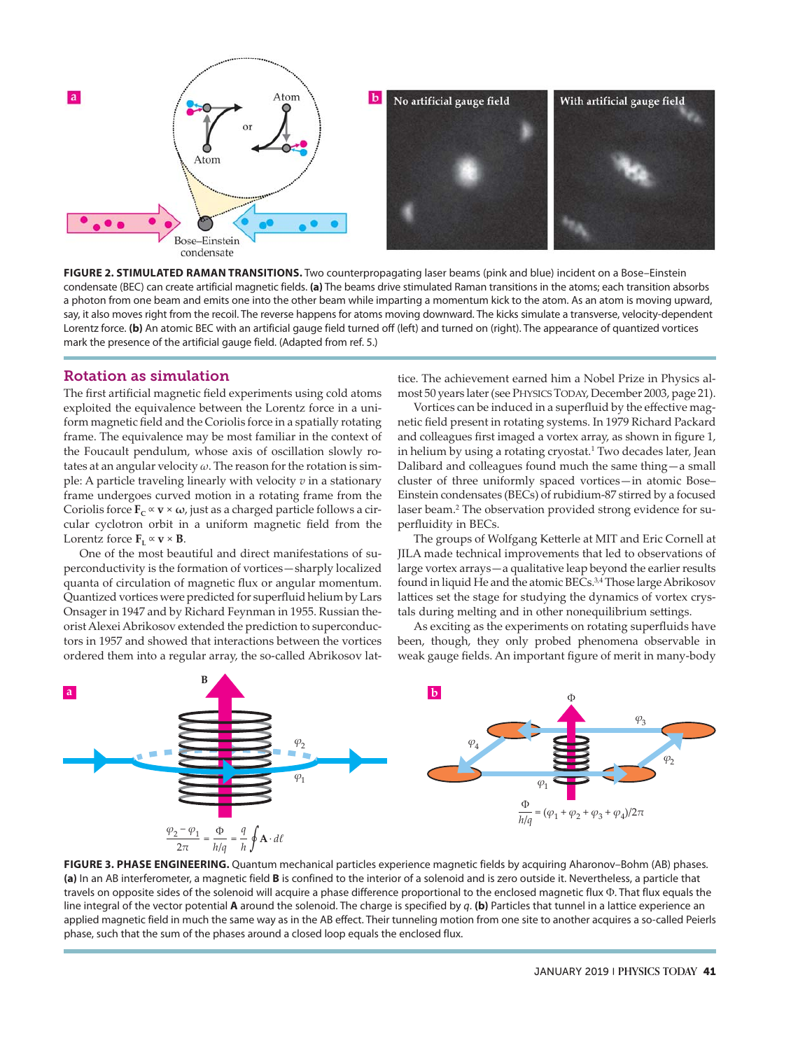**FIGURE 2. STIMULATED RAMAN TRANSITIONS.** Two counterpropagating laser beams (pink and blue) incident on a Bose–Einstein condensate (BEC) can create artificial magnetic fields. **(a)** The beams drive stimulated Raman transitions in the atoms; each transition absorbs a photon from one beam and emits one into the other beam while imparting a momentum kick to the atom. As an atom is moving upward, say, it also moves right from the recoil. The reverse happens for atoms moving downward. The kicks simulate a transverse, velocity-dependent Lorentz force. **(b)** An atomic BEC with an artificial gauge field turned off (left) and turned on (right). The appearance of quantized vortices mark the presence of the artificial gauge field. (Adapted from ref. 5.)

## Rotation as simulation

The first artificial magnetic field experiments using cold atoms exploited the equivalence between the Lorentz force in a uniform magnetic field and the Coriolis force in a spatially rotating frame. The equivalence may be most familiar in the context of the Foucault pendulum, whose axis of oscillation slowly rotates at an angular velocity $\omega$. The reason for the rotation is simple: A particle traveling linearly with velocity $v$ in a stationary frame undergoes curved motion in a rotating frame from the Coriolis force $\mathbf{F}_C \propto \mathbf{v} \times \boldsymbol{\omega}$, just as a charged particle follows a circular cyclotron orbit in a uniform magnetic field from the Lorentz force $\mathbf{F}_L \propto \mathbf{v} \times \mathbf{B}$.

One of the most beautiful and direct manifestations of superconductivity is the formation of vortices—sharply localized quanta of circulation of magnetic flux or angular momentum. Quantized vortices were predicted for superfluid helium by Lars Onsager in 1947 and by Richard Feynman in 1955. Russian theorist Alexei Abrikosov extended the prediction to superconductors in 1957 and showed that interactions between the vortices ordered them into a regular array, the so-called Abrikosov lattice. The achievement earned him a Nobel Prize in Physics almost 50 years later (see PHYSICS TODAY, December 2003, page 21).

Vortices can be induced in a superfluid by the effective magnetic field present in rotating systems. In 1979 Richard Packard and colleagues first imaged a vortex array, as shown in figure 1, in helium by using a rotating cryostat.[1] Two decades later, Jean Dalibard and colleagues found much the same thing—a small cluster of three uniformly spaced vortices—in atomic Bose–Einstein condensates (BECs) of rubidium-87 stirred by a focused laser beam.[2] The observation provided strong evidence for superfluidity in BECs.

The groups of Wolfgang Ketterle at MIT and Eric Cornell at JILA made technical improvements that led to observations of large vortex arrays—a qualitative leap beyond the earlier results found in liquid He and the atomic BECs.[3,4] Those large Abrikosov lattices set the stage for studying the dynamics of vortex crystals during melting and in other nonequilibrium settings.

As exciting as the experiments on rotating superfluids have been, though, they only probed phenomena observable in weak gauge fields. An important figure of merit in many-body

$$\frac{\varphi_2 - \varphi_1}{2\pi} = \frac{\Phi}{h/q} = \frac{q}{h}\oint \mathbf{A}\cdot d\ell$$

$$\frac{\Phi}{h/q} = (\varphi_1 + \varphi_2 + \varphi_3 + \varphi_4)/2\pi$$

**FIGURE 3. PHASE ENGINEERING.** Quantum mechanical particles experience magnetic fields by acquiring Aharonov–Bohm (AB) phases. **(a)** In an AB interferometer, a magnetic field **B** is confined to the interior of a solenoid and is zero outside it. Nevertheless, a particle that travels on opposite sides of the solenoid will acquire a phase difference proportional to the enclosed magnetic flux $\Phi$. That flux equals the line integral of the vector potential **A** around the solenoid. The charge is specified by $q$. **(b)** Particles that tunnel in a lattice experience an applied magnetic field in much the same way as in the AB effect. Their tunneling motion from one site to another acquires a so-called Peierls phase, such that the sum of the phases around a closed loop equals the enclosed flux.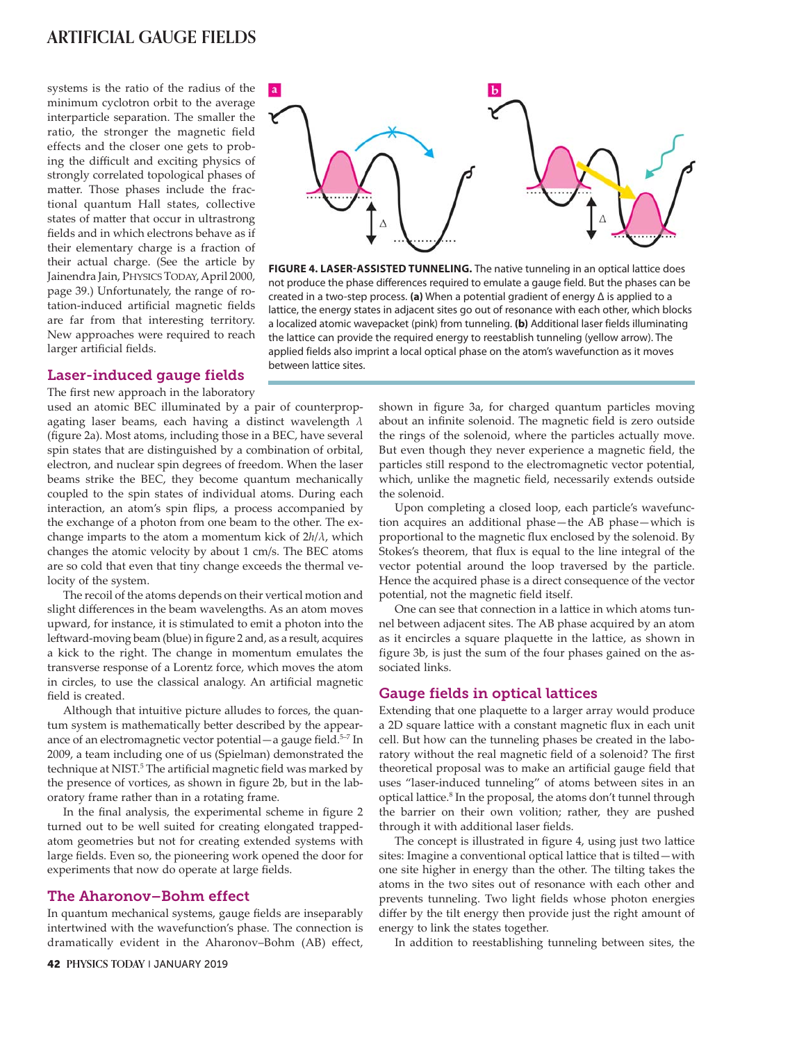systems is the ratio of the radius of the minimum cyclotron orbit to the average interparticle separation. The smaller the ratio, the stronger the magnetic field effects and the closer one gets to probing the difficult and exciting physics of strongly correlated topological phases of matter. Those phases include the fractional quantum Hall states, collective states of matter that occur in ultrastrong fields and in which electrons behave as if their elementary charge is a fraction of their actual charge. (See the article by Jainendra Jain, PHYSICS TODAY, April 2000, page 39.) Unfortunately, the range of rotation-induced artificial magnetic fields are far from that interesting territory. New approaches were required to reach larger artificial fields.

**FIGURE 4. LASER-ASSISTED TUNNELING.** The native tunneling in an optical lattice does not produce the phase differences required to emulate a gauge field. But the phases can be created in a two-step process. **(a)** When a potential gradient of energy Δ is applied to a lattice, the energy states in adjacent sites go out of resonance with each other, which blocks a localized atomic wavepacket (pink) from tunneling. **(b)** Additional laser fields illuminating the lattice can provide the required energy to reestablish tunneling (yellow arrow). The applied fields also imprint a local optical phase on the atom's wavefunction as it moves between lattice sites.

## Laser-induced gauge fields

The first new approach in the laboratory used an atomic BEC illuminated by a pair of counterpropagating laser beams, each having a distinct wavelength $\lambda$ (figure 2a). Most atoms, including those in a BEC, have several spin states that are distinguished by a combination of orbital, electron, and nuclear spin degrees of freedom. When the laser beams strike the BEC, they become quantum mechanically coupled to the spin states of individual atoms. During each interaction, an atom's spin flips, a process accompanied by the exchange of a photon from one beam to the other. The exchange imparts to the atom a momentum kick of $2h/\lambda$, which changes the atomic velocity by about 1 cm/s. The BEC atoms are so cold that even that tiny change exceeds the thermal velocity of the system.

The recoil of the atoms depends on their vertical motion and slight differences in the beam wavelengths. As an atom moves upward, for instance, it is stimulated to emit a photon into the leftward-moving beam (blue) in figure 2 and, as a result, acquires a kick to the right. The change in momentum emulates the transverse response of a Lorentz force, which moves the atom in circles, to use the classical analogy. An artificial magnetic field is created.

Although that intuitive picture alludes to forces, the quantum system is mathematically better described by the appearance of an electromagnetic vector potential—a gauge field.[5–7] In 2009, a team including one of us (Spielman) demonstrated the technique at NIST.[5] The artificial magnetic field was marked by the presence of vortices, as shown in figure 2b, but in the laboratory frame rather than in a rotating frame.

In the final analysis, the experimental scheme in figure 2 turned out to be well suited for creating elongated trapped-atom geometries but not for creating extended systems with large fields. Even so, the pioneering work opened the door for experiments that now do operate at large fields.

## The Aharonov–Bohm effect

In quantum mechanical systems, gauge fields are inseparably intertwined with the wavefunction's phase. The connection is dramatically evident in the Aharonov–Bohm (AB) effect, shown in figure 3a, for charged quantum particles moving about an infinite solenoid. The magnetic field is zero outside the rings of the solenoid, where the particles actually move. But even though they never experience a magnetic field, the particles still respond to the electromagnetic vector potential, which, unlike the magnetic field, necessarily extends outside the solenoid.

Upon completing a closed loop, each particle's wavefunction acquires an additional phase—the AB phase—which is proportional to the magnetic flux enclosed by the solenoid. By Stokes's theorem, that flux is equal to the line integral of the vector potential around the loop traversed by the particle. Hence the acquired phase is a direct consequence of the vector potential, not the magnetic field itself.

One can see that connection in a lattice in which atoms tunnel between adjacent sites. The AB phase acquired by an atom as it encircles a square plaquette in the lattice, as shown in figure 3b, is just the sum of the four phases gained on the associated links.

## Gauge fields in optical lattices

Extending that one plaquette to a larger array would produce a 2D square lattice with a constant magnetic flux in each unit cell. But how can the tunneling phases be created in the laboratory without the real magnetic field of a solenoid? The first theoretical proposal was to make an artificial gauge field that uses "laser-induced tunneling" of atoms between sites in an optical lattice.[8] In the proposal, the atoms don't tunnel through the barrier on their own volition; rather, they are pushed through it with additional laser fields.

The concept is illustrated in figure 4, using just two lattice sites: Imagine a conventional optical lattice that is tilted—with one site higher in energy than the other. The tilting takes the atoms in the two sites out of resonance with each other and prevents tunneling. Two light fields whose photon energies differ by the tilt energy then provide just the right amount of energy to link the states together.

In addition to reestablishing tunneling between sites, the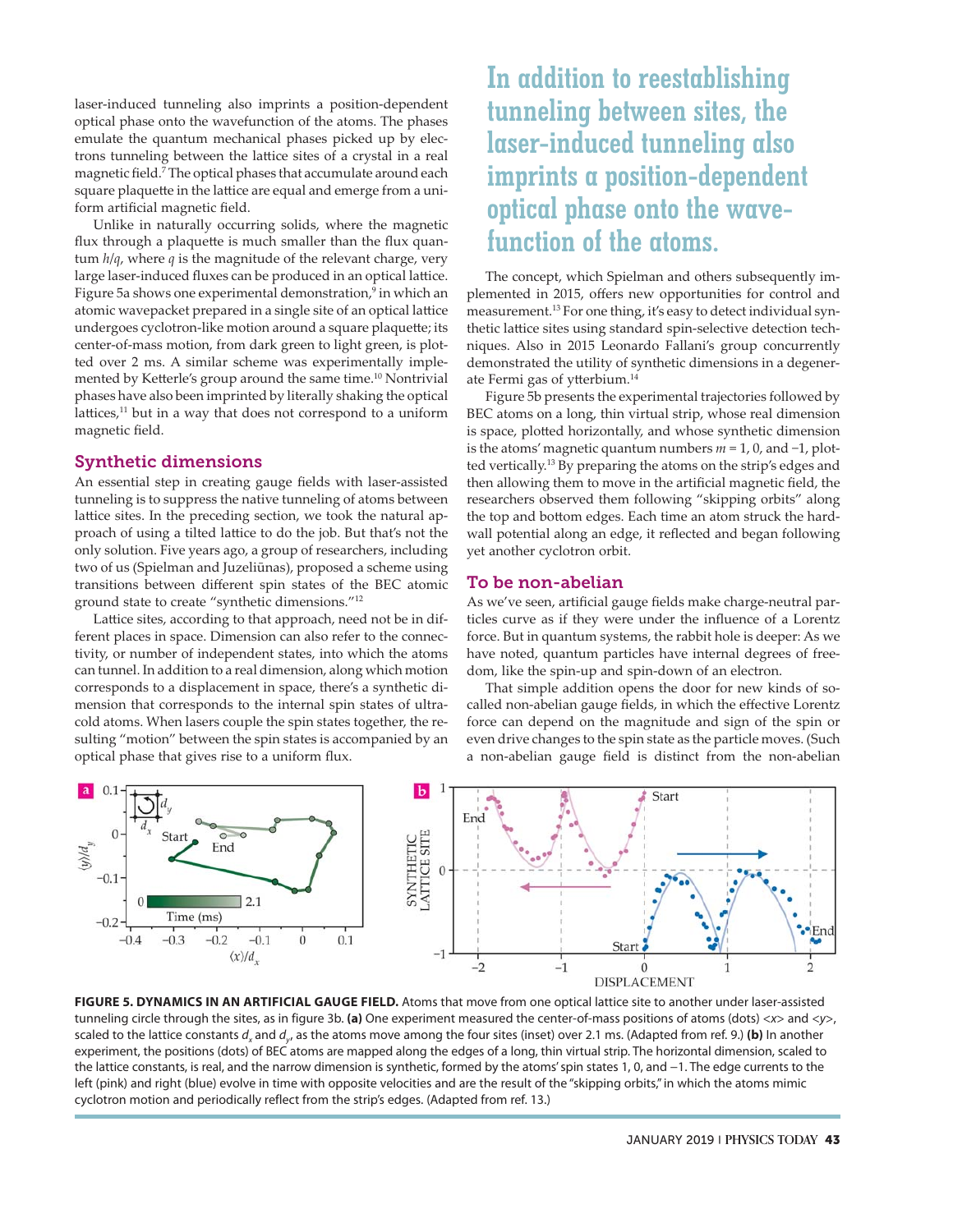laser-induced tunneling also imprints a position-dependent optical phase onto the wavefunction of the atoms. The phases emulate the quantum mechanical phases picked up by electrons tunneling between the lattice sites of a crystal in a real magnetic field.[7] The optical phases that accumulate around each square plaquette in the lattice are equal and emerge from a uniform artificial magnetic field.

Unlike in naturally occurring solids, where the magnetic flux through a plaquette is much smaller than the flux quantum $h/q$, where $q$ is the magnitude of the relevant charge, very large laser-induced fluxes can be produced in an optical lattice. Figure 5a shows one experimental demonstration,[9] in which an atomic wavepacket prepared in a single site of an optical lattice undergoes cyclotron-like motion around a square plaquette; its center-of-mass motion, from dark green to light green, is plotted over 2 ms. A similar scheme was experimentally implemented by Ketterle's group around the same time.[10] Nontrivial phases have also been imprinted by literally shaking the optical lattices,[11] but in a way that does not correspond to a uniform magnetic field.

## Synthetic dimensions

An essential step in creating gauge fields with laser-assisted tunneling is to suppress the native tunneling of atoms between lattice sites. In the preceding section, we took the natural approach of using a tilted lattice to do the job. But that's not the only solution. Five years ago, a group of researchers, including two of us (Spielman and Juzeliūnas), proposed a scheme using transitions between different spin states of the BEC atomic ground state to create "synthetic dimensions."[12]

Lattice sites, according to that approach, need not be in different places in space. Dimension can also refer to the connectivity, or number of independent states, into which the atoms can tunnel. In addition to a real dimension, along which motion corresponds to a displacement in space, there's a synthetic dimension that corresponds to the internal spin states of ultracold atoms. When lasers couple the spin states together, the resulting "motion" between the spin states is accompanied by an optical phase that gives rise to a uniform flux.

**In addition to reestablishing tunneling between sites, the laser-induced tunneling also imprints a position-dependent optical phase onto the wavefunction of the atoms.**

The concept, which Spielman and others subsequently implemented in 2015, offers new opportunities for control and measurement.[13] For one thing, it's easy to detect individual synthetic lattice sites using standard spin-selective detection techniques. Also in 2015 Leonardo Fallani's group concurrently demonstrated the utility of synthetic dimensions in a degenerate Fermi gas of ytterbium.[14]

Figure 5b presents the experimental trajectories followed by BEC atoms on a long, thin virtual strip, whose real dimension is space, plotted horizontally, and whose synthetic dimension is the atoms' magnetic quantum numbers $m = 1$, 0, and −1, plotted vertically.[13] By preparing the atoms on the strip's edges and then allowing them to move in the artificial magnetic field, the researchers observed them following "skipping orbits" along the top and bottom edges. Each time an atom struck the hard-wall potential along an edge, it reflected and began following yet another cyclotron orbit.

## To be non-abelian

As we've seen, artificial gauge fields make charge-neutral particles curve as if they were under the influence of a Lorentz force. But in quantum systems, the rabbit hole is deeper: As we have noted, quantum particles have internal degrees of freedom, like the spin-up and spin-down of an electron.

That simple addition opens the door for new kinds of so-called non-abelian gauge fields, in which the effective Lorentz force can depend on the magnitude and sign of the spin or even drive changes to the spin state as the particle moves. (Such a non-abelian gauge field is distinct from the non-abelian

**FIGURE 5. DYNAMICS IN AN ARTIFICIAL GAUGE FIELD.** Atoms that move from one optical lattice site to another under laser-assisted tunneling circle through the sites, as in figure 3b. **(a)** One experiment measured the center-of-mass positions of atoms (dots) $\langle x \rangle$ and $\langle y \rangle$, scaled to the lattice constants $d_x$ and $d_y$, as the atoms move among the four sites (inset) over 2.1 ms. (Adapted from ref. 9.) **(b)** In another experiment, the positions (dots) of BEC atoms are mapped along the edges of a long, thin virtual strip. The horizontal dimension, scaled to the lattice constants, is real, and the narrow dimension is synthetic, formed by the atoms' spin states 1, 0, and −1. The edge currents to the left (pink) and right (blue) evolve in time with opposite velocities and are the result of the "skipping orbits," in which the atoms mimic cyclotron motion and periodically reflect from the strip's edges. (Adapted from ref. 13.)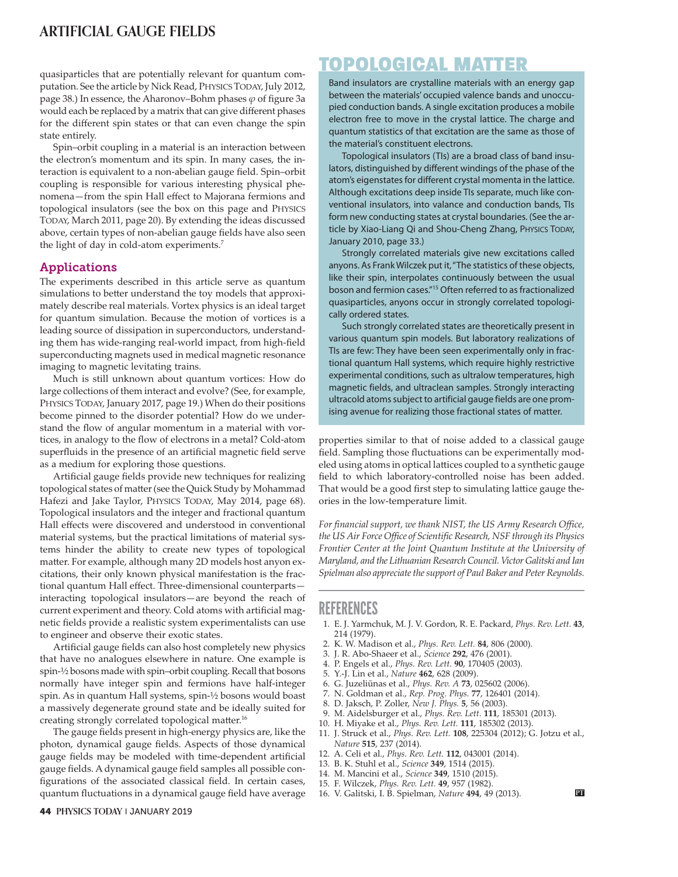quasiparticles that are potentially relevant for quantum computation. See the article by Nick Read, PHYSICS TODAY, July 2012, page 38.) In essence, the Aharonov–Bohm phases $\varphi$ of figure 3a would each be replaced by a matrix that can give different phases for the different spin states or that can even change the spin state entirely.

Spin–orbit coupling in a material is an interaction between the electron's momentum and its spin. In many cases, the interaction is equivalent to a non-abelian gauge field. Spin–orbit coupling is responsible for various interesting physical phenomena—from the spin Hall effect to Majorana fermions and topological insulators (see the box on this page and PHYSICS TODAY, March 2011, page 20). By extending the ideas discussed above, certain types of non-abelian gauge fields have also seen the light of day in cold-atom experiments.[7]

## Applications

The experiments described in this article serve as quantum simulations to better understand the toy models that approximately describe real materials. Vortex physics is an ideal target for quantum simulation. Because the motion of vortices is a leading source of dissipation in superconductors, understanding them has wide-ranging real-world impact, from high-field superconducting magnets used in medical magnetic resonance imaging to magnetic levitating trains.

Much is still unknown about quantum vortices: How do large collections of them interact and evolve? (See, for example, PHYSICS TODAY, January 2017, page 19.) When do their positions become pinned to the disorder potential? How do we understand the flow of angular momentum in a material with vortices, in analogy to the flow of electrons in a metal? Cold-atom superfluids in the presence of an artificial magnetic field serve as a medium for exploring those questions.

Artificial gauge fields provide new techniques for realizing topological states of matter (see the Quick Study by Mohammad Hafezi and Jake Taylor, PHYSICS TODAY, May 2014, page 68). Topological insulators and the integer and fractional quantum Hall effects were discovered and understood in conventional material systems, but the practical limitations of material systems hinder the ability to create new types of topological matter. For example, although many 2D models host anyon excitations, their only known physical manifestation is the fractional quantum Hall effect. Three-dimensional counterparts—interacting topological insulators—are beyond the reach of current experiment and theory. Cold atoms with artificial magnetic fields provide a realistic system experimentalists can use to engineer and observe their exotic states.

Artificial gauge fields can also host completely new physics that have no analogues elsewhere in nature. One example is spin-½ bosons made with spin–orbit coupling. Recall that bosons normally have integer spin and fermions have half-integer spin. As in quantum Hall systems, spin-½ bosons would boast a massively degenerate ground state and be ideally suited for creating strongly correlated topological matter.[16]

The gauge fields present in high-energy physics are, like the photon, dynamical gauge fields. Aspects of those dynamical gauge fields may be modeled with time-dependent artificial gauge fields. A dynamical gauge field samples all possible configurations of the associated classical field. In certain cases, quantum fluctuations in a dynamical gauge field have average properties similar to that of noise added to a classical gauge field. Sampling those fluctuations can be experimentally modeled using atoms in optical lattices coupled to a synthetic gauge field to which laboratory-controlled noise has been added. That would be a good first step to simulating lattice gauge theories in the low-temperature limit.

## TOPOLOGICAL MATTER

Band insulators are crystalline materials with an energy gap between the materials' occupied valence bands and unoccupied conduction bands. A single excitation produces a mobile electron free to move in the crystal lattice. The charge and quantum statistics of that excitation are the same as those of the material's constituent electrons.

Topological insulators (TIs) are a broad class of band insulators, distinguished by different windings of the phase of the atom's eigenstates for different crystal momenta in the lattice. Although excitations deep inside TIs separate, much like conventional insulators, into valance and conduction bands, TIs form new conducting states at crystal boundaries. (See the article by Xiao-Liang Qi and Shou-Cheng Zhang, PHYSICS TODAY, January 2010, page 33.)

Strongly correlated materials give new excitations called anyons. As Frank Wilczek put it, "The statistics of these objects, like their spin, interpolates continuously between the usual boson and fermion cases."[15] Often referred to as fractionalized quasiparticles, anyons occur in strongly correlated topologically ordered states.

Such strongly correlated states are theoretically present in various quantum spin models. But laboratory realizations of TIs are few: They have been seen experimentally only in fractional quantum Hall systems, which require highly restrictive experimental conditions, such as ultralow temperatures, high magnetic fields, and ultraclean samples. Strongly interacting ultracold atoms subject to artificial gauge fields are one promising avenue for realizing those fractional states of matter.

*For financial support, we thank NIST, the US Army Research Office, the US Air Force Office of Scientific Research, NSF through its Physics Frontier Center at the Joint Quantum Institute at the University of Maryland, and the Lithuanian Research Council. Victor Galitski and Ian Spielman also appreciate the support of Paul Baker and Peter Reynolds.*

## REFERENCES

1. E. J. Yarmchuk, M. J. V. Gordon, R. E. Packard, *Phys. Rev. Lett.* **43**, 214 (1979).
2. K. W. Madison et al., *Phys. Rev. Lett.* **84**, 806 (2000).
3. J. R. Abo-Shaeer et al., *Science* **292**, 476 (2001).
4. P. Engels et al., *Phys. Rev. Lett.* **90**, 170405 (2003).
5. Y.-J. Lin et al., *Nature* **462**, 628 (2009).
6. G. Juzeliūnas et al., *Phys. Rev. A* **73**, 025602 (2006).
7. N. Goldman et al., *Rep. Prog. Phys.* **77**, 126401 (2014).
8. D. Jaksch, P. Zoller, *New J. Phys.* **5**, 56 (2003).
9. M. Aidelsburger et al., *Phys. Rev. Lett.* **111**, 185301 (2013).
10. H. Miyake et al., *Phys. Rev. Lett.* **111**, 185302 (2013).
11. J. Struck et al., *Phys. Rev. Lett.* **108**, 225304 (2012); G. Jotzu et al., *Nature* **515**, 237 (2014).
12. A. Celi et al., *Phys. Rev. Lett.* **112**, 043001 (2014).
13. B. K. Stuhl et al., *Science* **349**, 1514 (2015).
14. M. Mancini et al., *Science* **349**, 1510 (2015).
15. F. Wilczek, *Phys. Rev. Lett.* **49**, 957 (1982).
16. V. Galitski, I. B. Spielman, *Nature* **494**, 49 (2013).